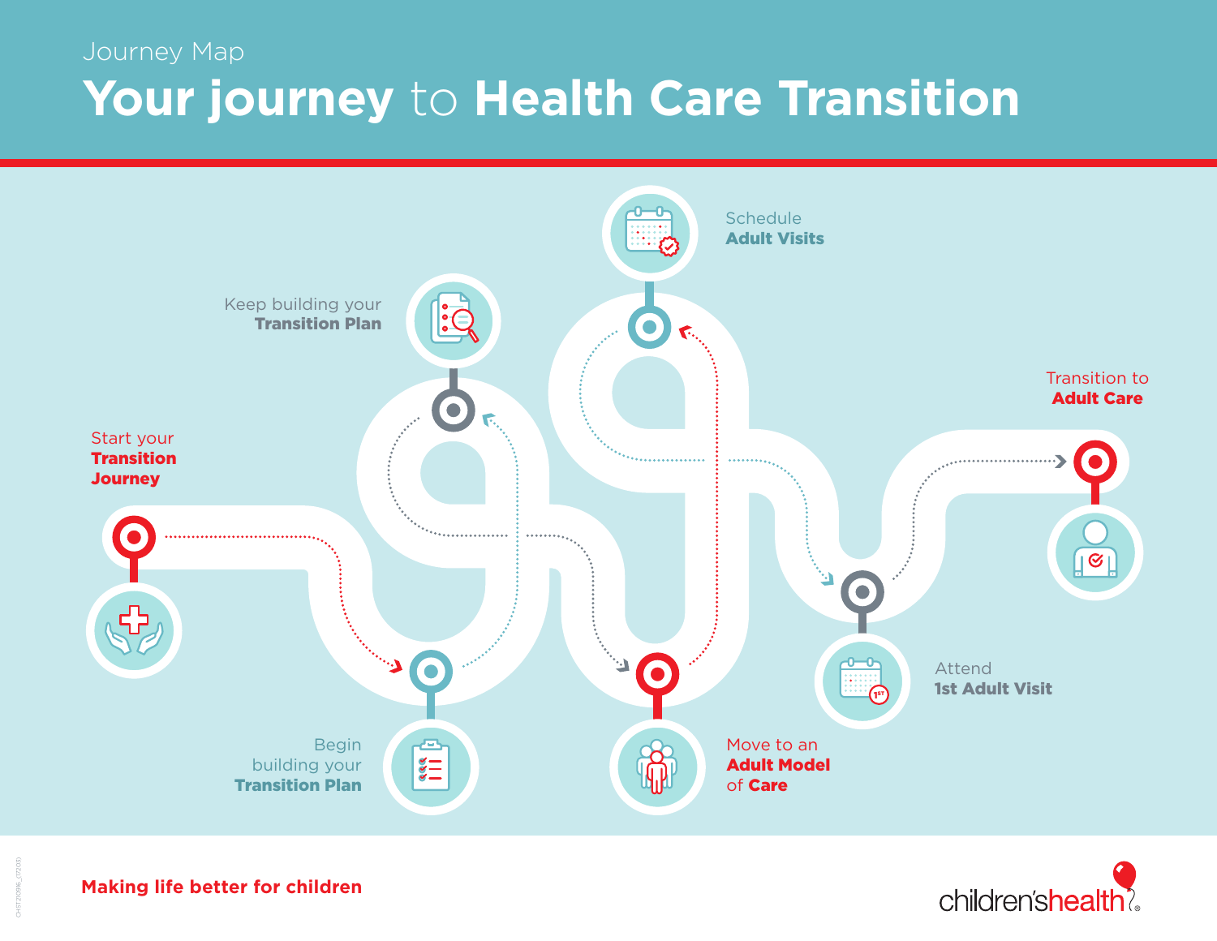Journey Map

# Your journey to Health Care Transition

Start your **Transition Journey**

Begin building your **Transition Plan**

Keep building your **Transition Plan**

Move to an **Adult Model** of **Care**

Schedule **Adult Visits**

Attend **1st Adult Visit**

Transition to **Adult Care**

**Making life better for children**

children'shealth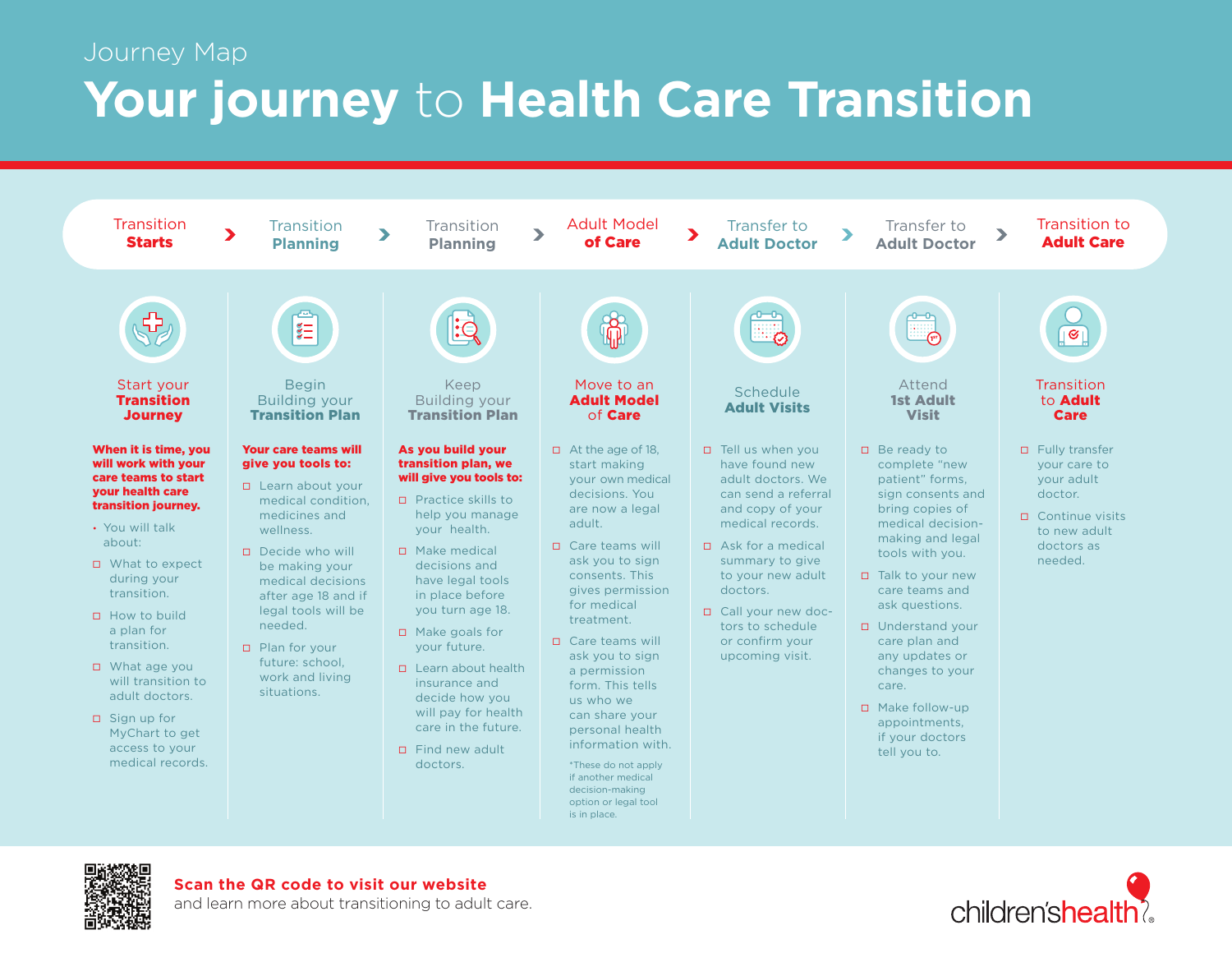Journey Map

# Your journey to Health Care Transition

Transition **Starts** › Transition **Planning** › Transition **Planning** › Adult Model **of Care** › Transfer to **Adult Doctor** › Transfer to **Adult Doctor** › Transition to **Adult Care**

## Start your **Transition Journey**

**When it is time, you will work with your care teams to start your health care transition journey.**

- You will talk about:
- What to expect during your transition.
- How to build a plan for transition.
- What age you will transition to adult doctors.
- Sign up for MyChart to get access to your medical records.

## Begin Building your **Transition Plan**

**Your care teams will give you tools to:**

- Learn about your medical condition, medicines and wellness.
- Decide who will be making your medical decisions after age 18 and if legal tools will be needed.
- Plan for your future: school, work and living situations.

## Keep Building your **Transition Plan**

**As you build your transition plan, we will give you tools to:**

- Practice skills to help you manage your health.
- Make medical decisions and have legal tools in place before you turn age 18.
- Make goals for your future.
- Learn about health insurance and decide how you will pay for health care in the future.
- Find new adult doctors.

## Move to an **Adult Model** of **Care**

- At the age of 18, start making your own medical decisions. You are now a legal adult.
- Care teams will ask you to sign consents. This gives permission for medical treatment.
- Care teams will ask you to sign a permission form. This tells us who we can share your personal health information with.

*These do not apply if another medical decision-making option or legal tool is in place.

## Schedule **Adult Visits**

- Tell us when you have found new adult doctors. We can send a referral and copy of your medical records.
- Ask for a medical summary to give to your new adult doctors.
- Call your new doctors to schedule or confirm your upcoming visit.

## Attend **1st Adult Visit**

- Be ready to complete "new patient" forms, sign consents and bring copies of medical decision-making and legal tools with you.
- Talk to your new care teams and ask questions.
- Understand your care plan and any updates or changes to your care.
- Make follow-up appointments, if your doctors tell you to.

## Transition to **Adult Care**

- Fully transfer your care to your adult doctor.
- Continue visits to new adult doctors as needed.

**Scan the QR code to visit our website**
and learn more about transitioning to adult care.

children'shealth